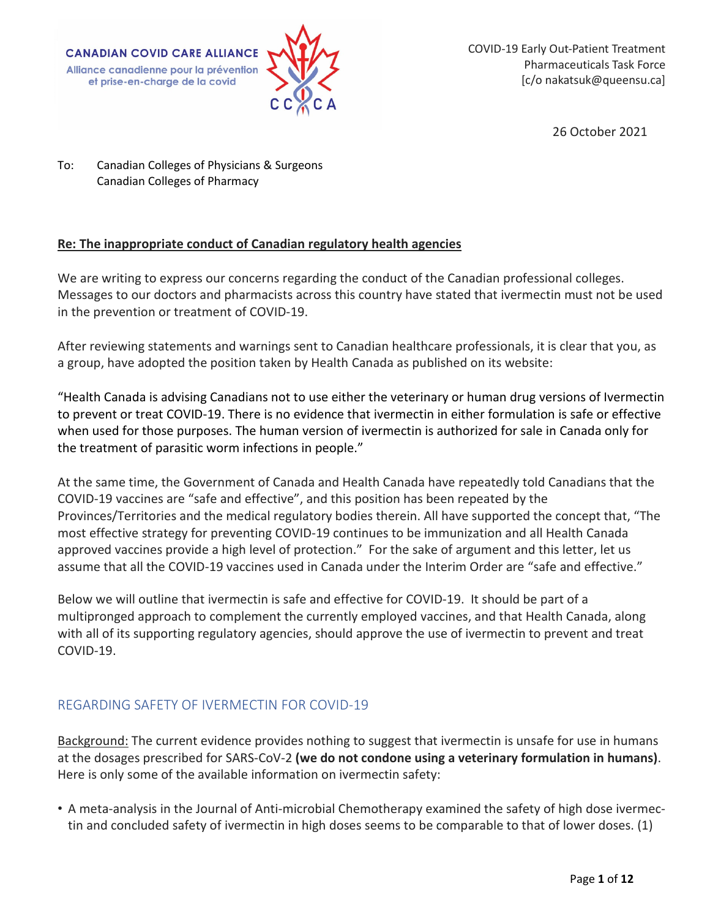CANADIAN COVID CARE ALLIANCE
Alliance canadienne pour la prévention et prise-en-charge de la covid

COVID-19 Early Out-Patient Treatment
Pharmaceuticals Task Force
[c/o nakatsuk@queensu.ca]

26 October 2021

To: Canadian Colleges of Physicians & Surgeons
Canadian Colleges of Pharmacy

**Re: The inappropriate conduct of Canadian regulatory health agencies**

We are writing to express our concerns regarding the conduct of the Canadian professional colleges. Messages to our doctors and pharmacists across this country have stated that ivermectin must not be used in the prevention or treatment of COVID-19.

After reviewing statements and warnings sent to Canadian healthcare professionals, it is clear that you, as a group, have adopted the position taken by Health Canada as published on its website:

"Health Canada is advising Canadians not to use either the veterinary or human drug versions of Ivermectin to prevent or treat COVID-19. There is no evidence that ivermectin in either formulation is safe or effective when used for those purposes. The human version of ivermectin is authorized for sale in Canada only for the treatment of parasitic worm infections in people."

At the same time, the Government of Canada and Health Canada have repeatedly told Canadians that the COVID-19 vaccines are "safe and effective", and this position has been repeated by the Provinces/Territories and the medical regulatory bodies therein. All have supported the concept that, "The most effective strategy for preventing COVID-19 continues to be immunization and all Health Canada approved vaccines provide a high level of protection." For the sake of argument and this letter, let us assume that all the COVID-19 vaccines used in Canada under the Interim Order are "safe and effective."

Below we will outline that ivermectin is safe and effective for COVID-19. It should be part of a multipronged approach to complement the currently employed vaccines, and that Health Canada, along with all of its supporting regulatory agencies, should approve the use of ivermectin to prevent and treat COVID-19.

## REGARDING SAFETY OF IVERMECTIN FOR COVID-19

Background: The current evidence provides nothing to suggest that ivermectin is unsafe for use in humans at the dosages prescribed for SARS-CoV-2 **(we do not condone using a veterinary formulation in humans)**. Here is only some of the available information on ivermectin safety:

- A meta-analysis in the Journal of Anti-microbial Chemotherapy examined the safety of high dose ivermectin and concluded safety of ivermectin in high doses seems to be comparable to that of lower doses. (1)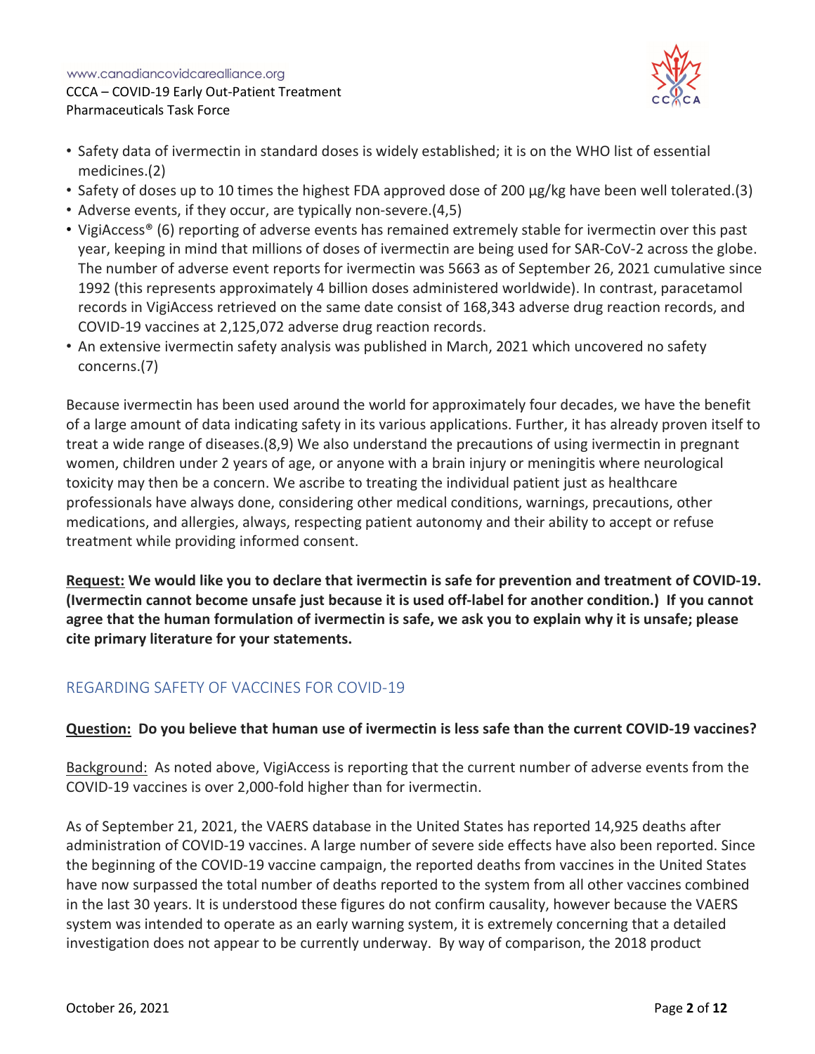- Safety data of ivermectin in standard doses is widely established; it is on the WHO list of essential medicines.(2)
- Safety of doses up to 10 times the highest FDA approved dose of 200 µg/kg have been well tolerated.(3)
- Adverse events, if they occur, are typically non-severe.(4,5)
- VigiAccess® (6) reporting of adverse events has remained extremely stable for ivermectin over this past year, keeping in mind that millions of doses of ivermectin are being used for SAR-CoV-2 across the globe. The number of adverse event reports for ivermectin was 5663 as of September 26, 2021 cumulative since 1992 (this represents approximately 4 billion doses administered worldwide). In contrast, paracetamol records in VigiAccess retrieved on the same date consist of 168,343 adverse drug reaction records, and COVID-19 vaccines at 2,125,072 adverse drug reaction records.
- An extensive ivermectin safety analysis was published in March, 2021 which uncovered no safety concerns.(7)

Because ivermectin has been used around the world for approximately four decades, we have the benefit of a large amount of data indicating safety in its various applications. Further, it has already proven itself to treat a wide range of diseases.(8,9) We also understand the precautions of using ivermectin in pregnant women, children under 2 years of age, or anyone with a brain injury or meningitis where neurological toxicity may then be a concern. We ascribe to treating the individual patient just as healthcare professionals have always done, considering other medical conditions, warnings, precautions, other medications, and allergies, always, respecting patient autonomy and their ability to accept or refuse treatment while providing informed consent.

**<u>Request:</u> We would like you to declare that ivermectin is safe for prevention and treatment of COVID-19. (Ivermectin cannot become unsafe just because it is used off-label for another condition.) If you cannot agree that the human formulation of ivermectin is safe, we ask you to explain why it is unsafe; please cite primary literature for your statements.**

## REGARDING SAFETY OF VACCINES FOR COVID-19

**<u>Question:</u> Do you believe that human use of ivermectin is less safe than the current COVID-19 vaccines?**

<u>Background:</u> As noted above, VigiAccess is reporting that the current number of adverse events from the COVID-19 vaccines is over 2,000-fold higher than for ivermectin.

As of September 21, 2021, the VAERS database in the United States has reported 14,925 deaths after administration of COVID-19 vaccines. A large number of severe side effects have also been reported. Since the beginning of the COVID-19 vaccine campaign, the reported deaths from vaccines in the United States have now surpassed the total number of deaths reported to the system from all other vaccines combined in the last 30 years. It is understood these figures do not confirm causality, however because the VAERS system was intended to operate as an early warning system, it is extremely concerning that a detailed investigation does not appear to be currently underway. By way of comparison, the 2018 product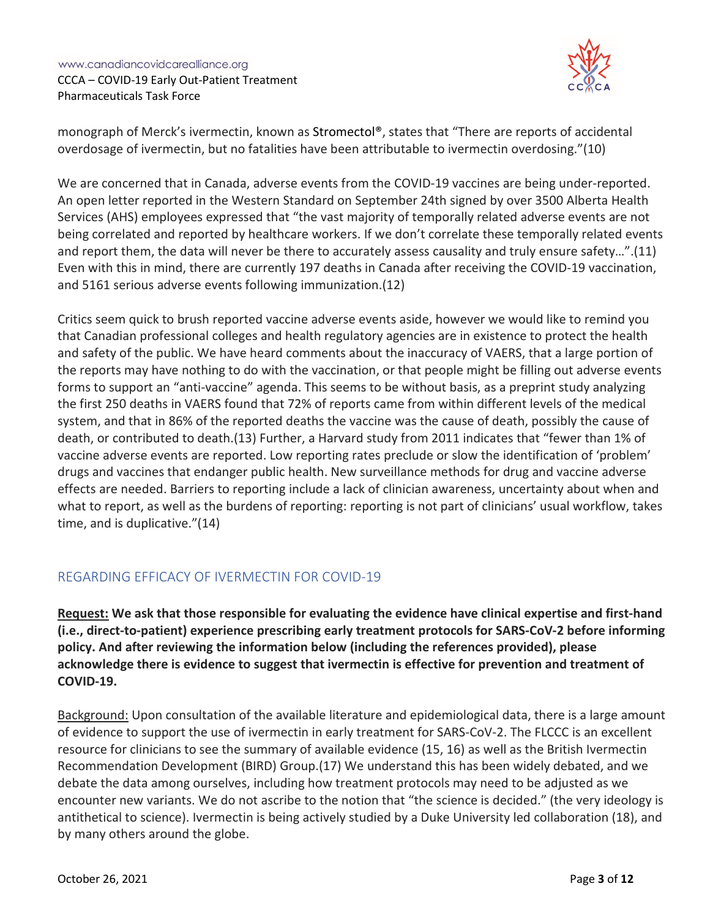monograph of Merck's ivermectin, known as Stromectol®, states that "There are reports of accidental overdosage of ivermectin, but no fatalities have been attributable to ivermectin overdosing."(10)

We are concerned that in Canada, adverse events from the COVID-19 vaccines are being under-reported. An open letter reported in the Western Standard on September 24th signed by over 3500 Alberta Health Services (AHS) employees expressed that "the vast majority of temporally related adverse events are not being correlated and reported by healthcare workers. If we don't correlate these temporally related events and report them, the data will never be there to accurately assess causality and truly ensure safety…".(11) Even with this in mind, there are currently 197 deaths in Canada after receiving the COVID-19 vaccination, and 5161 serious adverse events following immunization.(12)

Critics seem quick to brush reported vaccine adverse events aside, however we would like to remind you that Canadian professional colleges and health regulatory agencies are in existence to protect the health and safety of the public. We have heard comments about the inaccuracy of VAERS, that a large portion of the reports may have nothing to do with the vaccination, or that people might be filling out adverse events forms to support an "anti-vaccine" agenda. This seems to be without basis, as a preprint study analyzing the first 250 deaths in VAERS found that 72% of reports came from within different levels of the medical system, and that in 86% of the reported deaths the vaccine was the cause of death, possibly the cause of death, or contributed to death.(13) Further, a Harvard study from 2011 indicates that "fewer than 1% of vaccine adverse events are reported. Low reporting rates preclude or slow the identification of 'problem' drugs and vaccines that endanger public health. New surveillance methods for drug and vaccine adverse effects are needed. Barriers to reporting include a lack of clinician awareness, uncertainty about when and what to report, as well as the burdens of reporting: reporting is not part of clinicians' usual workflow, takes time, and is duplicative."(14)

## REGARDING EFFICACY OF IVERMECTIN FOR COVID-19

**Request: We ask that those responsible for evaluating the evidence have clinical expertise and first-hand (i.e., direct-to-patient) experience prescribing early treatment protocols for SARS-CoV-2 before informing policy. And after reviewing the information below (including the references provided), please acknowledge there is evidence to suggest that ivermectin is effective for prevention and treatment of COVID-19.**

Background: Upon consultation of the available literature and epidemiological data, there is a large amount of evidence to support the use of ivermectin in early treatment for SARS-CoV-2. The FLCCC is an excellent resource for clinicians to see the summary of available evidence (15, 16) as well as the British Ivermectin Recommendation Development (BIRD) Group.(17) We understand this has been widely debated, and we debate the data among ourselves, including how treatment protocols may need to be adjusted as we encounter new variants. We do not ascribe to the notion that "the science is decided." (the very ideology is antithetical to science). Ivermectin is being actively studied by a Duke University led collaboration (18), and by many others around the globe.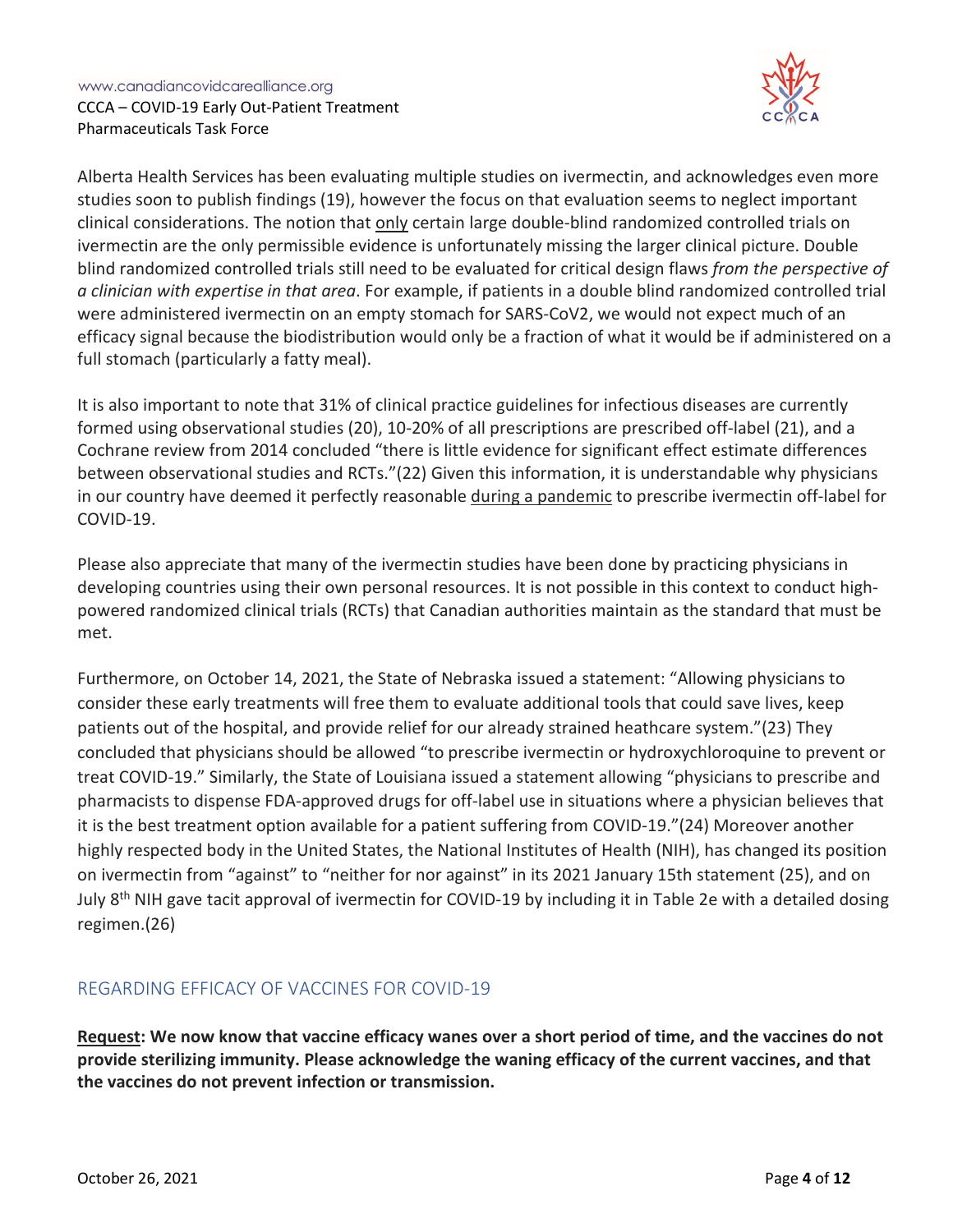Alberta Health Services has been evaluating multiple studies on ivermectin, and acknowledges even more studies soon to publish findings (19), however the focus on that evaluation seems to neglect important clinical considerations. The notion that <u>only</u> certain large double-blind randomized controlled trials on ivermectin are the only permissible evidence is unfortunately missing the larger clinical picture. Double blind randomized controlled trials still need to be evaluated for critical design flaws *from the perspective of a clinician with expertise in that area*. For example, if patients in a double blind randomized controlled trial were administered ivermectin on an empty stomach for SARS-CoV2, we would not expect much of an efficacy signal because the biodistribution would only be a fraction of what it would be if administered on a full stomach (particularly a fatty meal).

It is also important to note that 31% of clinical practice guidelines for infectious diseases are currently formed using observational studies (20), 10-20% of all prescriptions are prescribed off-label (21), and a Cochrane review from 2014 concluded "there is little evidence for significant effect estimate differences between observational studies and RCTs."(22) Given this information, it is understandable why physicians in our country have deemed it perfectly reasonable <u>during a pandemic</u> to prescribe ivermectin off-label for COVID-19.

Please also appreciate that many of the ivermectin studies have been done by practicing physicians in developing countries using their own personal resources. It is not possible in this context to conduct high-powered randomized clinical trials (RCTs) that Canadian authorities maintain as the standard that must be met.

Furthermore, on October 14, 2021, the State of Nebraska issued a statement: "Allowing physicians to consider these early treatments will free them to evaluate additional tools that could save lives, keep patients out of the hospital, and provide relief for our already strained heathcare system."(23) They concluded that physicians should be allowed "to prescribe ivermectin or hydroxychloroquine to prevent or treat COVID-19." Similarly, the State of Louisiana issued a statement allowing "physicians to prescribe and pharmacists to dispense FDA-approved drugs for off-label use in situations where a physician believes that it is the best treatment option available for a patient suffering from COVID-19."(24) Moreover another highly respected body in the United States, the National Institutes of Health (NIH), has changed its position on ivermectin from "against" to "neither for nor against" in its 2021 January 15th statement (25), and on July 8th NIH gave tacit approval of ivermectin for COVID-19 by including it in Table 2e with a detailed dosing regimen.(26)

## REGARDING EFFICACY OF VACCINES FOR COVID-19

**<u>Request</u>: We now know that vaccine efficacy wanes over a short period of time, and the vaccines do not provide sterilizing immunity. Please acknowledge the waning efficacy of the current vaccines, and that the vaccines do not prevent infection or transmission.**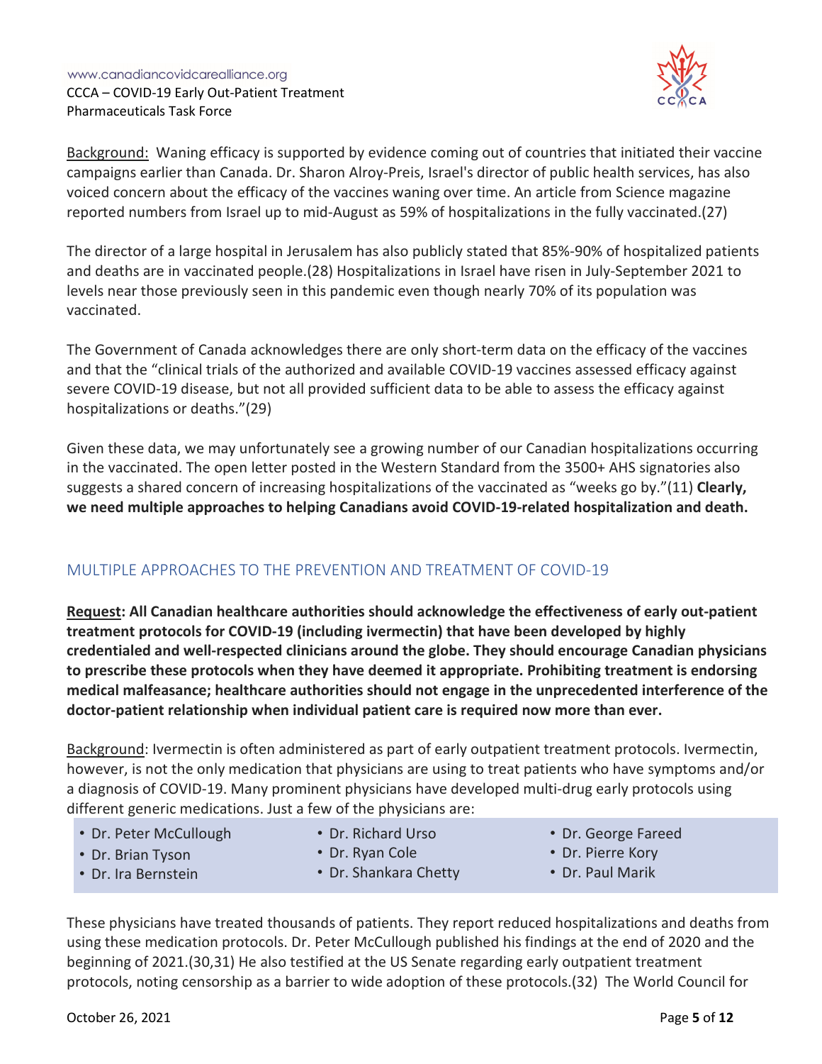Background: Waning efficacy is supported by evidence coming out of countries that initiated their vaccine campaigns earlier than Canada. Dr. Sharon Alroy-Preis, Israel's director of public health services, has also voiced concern about the efficacy of the vaccines waning over time. An article from Science magazine reported numbers from Israel up to mid-August as 59% of hospitalizations in the fully vaccinated.(27)

The director of a large hospital in Jerusalem has also publicly stated that 85%-90% of hospitalized patients and deaths are in vaccinated people.(28) Hospitalizations in Israel have risen in July-September 2021 to levels near those previously seen in this pandemic even though nearly 70% of its population was vaccinated.

The Government of Canada acknowledges there are only short-term data on the efficacy of the vaccines and that the "clinical trials of the authorized and available COVID-19 vaccines assessed efficacy against severe COVID-19 disease, but not all provided sufficient data to be able to assess the efficacy against hospitalizations or deaths."(29)

Given these data, we may unfortunately see a growing number of our Canadian hospitalizations occurring in the vaccinated. The open letter posted in the Western Standard from the 3500+ AHS signatories also suggests a shared concern of increasing hospitalizations of the vaccinated as "weeks go by."(11) **Clearly, we need multiple approaches to helping Canadians avoid COVID-19-related hospitalization and death.**

## MULTIPLE APPROACHES TO THE PREVENTION AND TREATMENT OF COVID-19

**Request: All Canadian healthcare authorities should acknowledge the effectiveness of early out-patient treatment protocols for COVID-19 (including ivermectin) that have been developed by highly credentialed and well-respected clinicians around the globe. They should encourage Canadian physicians to prescribe these protocols when they have deemed it appropriate. Prohibiting treatment is endorsing medical malfeasance; healthcare authorities should not engage in the unprecedented interference of the doctor-patient relationship when individual patient care is required now more than ever.**

Background: Ivermectin is often administered as part of early outpatient treatment protocols. Ivermectin, however, is not the only medication that physicians are using to treat patients who have symptoms and/or a diagnosis of COVID-19. Many prominent physicians have developed multi-drug early protocols using different generic medications. Just a few of the physicians are:

- Dr. Peter McCullough
- Dr. Brian Tyson
- Dr. Ira Bernstein
- Dr. Richard Urso
- Dr. Ryan Cole
- Dr. Shankara Chetty
- Dr. George Fareed
- Dr. Pierre Kory
- Dr. Paul Marik

These physicians have treated thousands of patients. They report reduced hospitalizations and deaths from using these medication protocols. Dr. Peter McCullough published his findings at the end of 2020 and the beginning of 2021.(30,31) He also testified at the US Senate regarding early outpatient treatment protocols, noting censorship as a barrier to wide adoption of these protocols.(32) The World Council for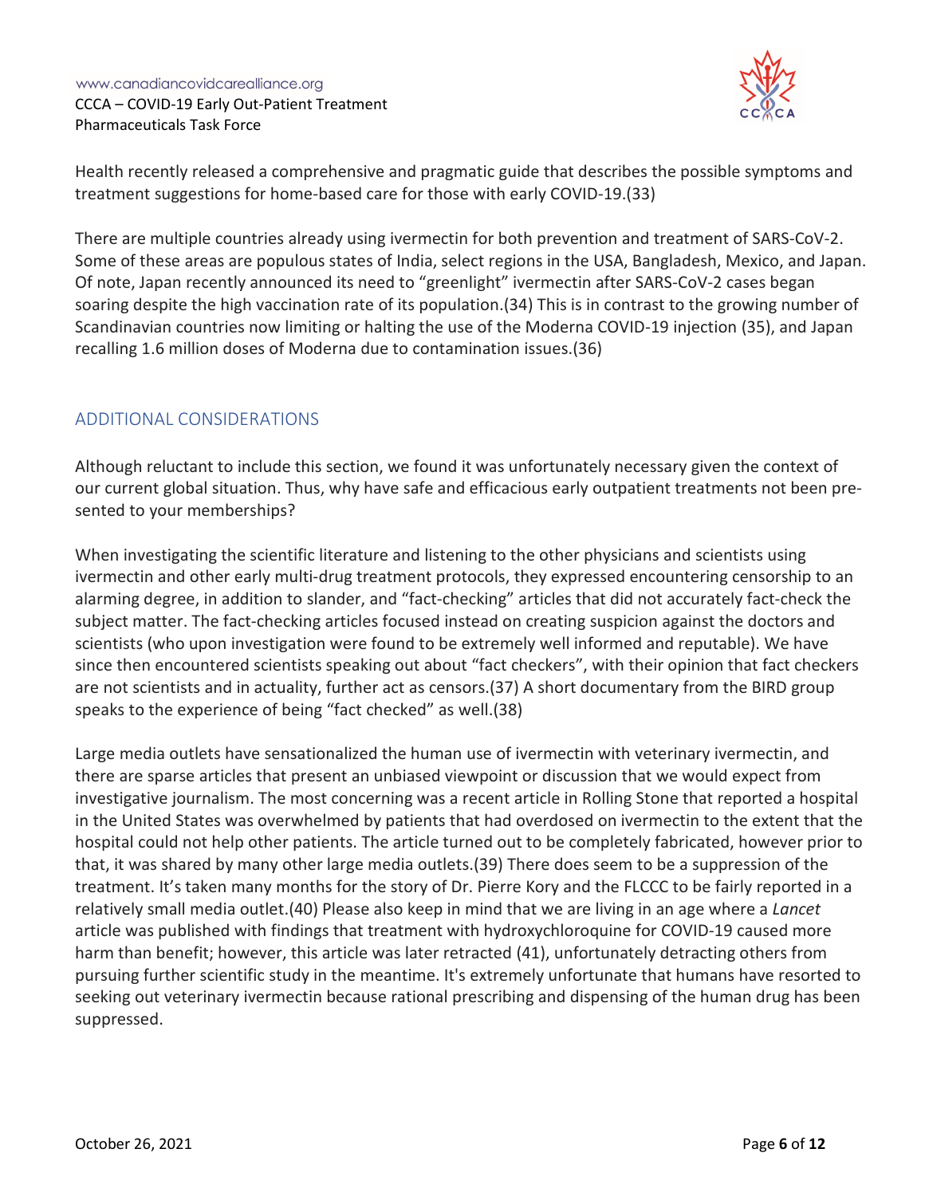Health recently released a comprehensive and pragmatic guide that describes the possible symptoms and treatment suggestions for home-based care for those with early COVID-19.(33)

There are multiple countries already using ivermectin for both prevention and treatment of SARS-CoV-2. Some of these areas are populous states of India, select regions in the USA, Bangladesh, Mexico, and Japan. Of note, Japan recently announced its need to "greenlight" ivermectin after SARS-CoV-2 cases began soaring despite the high vaccination rate of its population.(34) This is in contrast to the growing number of Scandinavian countries now limiting or halting the use of the Moderna COVID-19 injection (35), and Japan recalling 1.6 million doses of Moderna due to contamination issues.(36)

## ADDITIONAL CONSIDERATIONS

Although reluctant to include this section, we found it was unfortunately necessary given the context of our current global situation. Thus, why have safe and efficacious early outpatient treatments not been presented to your memberships?

When investigating the scientific literature and listening to the other physicians and scientists using ivermectin and other early multi-drug treatment protocols, they expressed encountering censorship to an alarming degree, in addition to slander, and "fact-checking" articles that did not accurately fact-check the subject matter. The fact-checking articles focused instead on creating suspicion against the doctors and scientists (who upon investigation were found to be extremely well informed and reputable). We have since then encountered scientists speaking out about "fact checkers", with their opinion that fact checkers are not scientists and in actuality, further act as censors.(37) A short documentary from the BIRD group speaks to the experience of being "fact checked" as well.(38)

Large media outlets have sensationalized the human use of ivermectin with veterinary ivermectin, and there are sparse articles that present an unbiased viewpoint or discussion that we would expect from investigative journalism. The most concerning was a recent article in Rolling Stone that reported a hospital in the United States was overwhelmed by patients that had overdosed on ivermectin to the extent that the hospital could not help other patients. The article turned out to be completely fabricated, however prior to that, it was shared by many other large media outlets.(39) There does seem to be a suppression of the treatment. It's taken many months for the story of Dr. Pierre Kory and the FLCCC to be fairly reported in a relatively small media outlet.(40) Please also keep in mind that we are living in an age where a *Lancet* article was published with findings that treatment with hydroxychloroquine for COVID-19 caused more harm than benefit; however, this article was later retracted (41), unfortunately detracting others from pursuing further scientific study in the meantime. It's extremely unfortunate that humans have resorted to seeking out veterinary ivermectin because rational prescribing and dispensing of the human drug has been suppressed.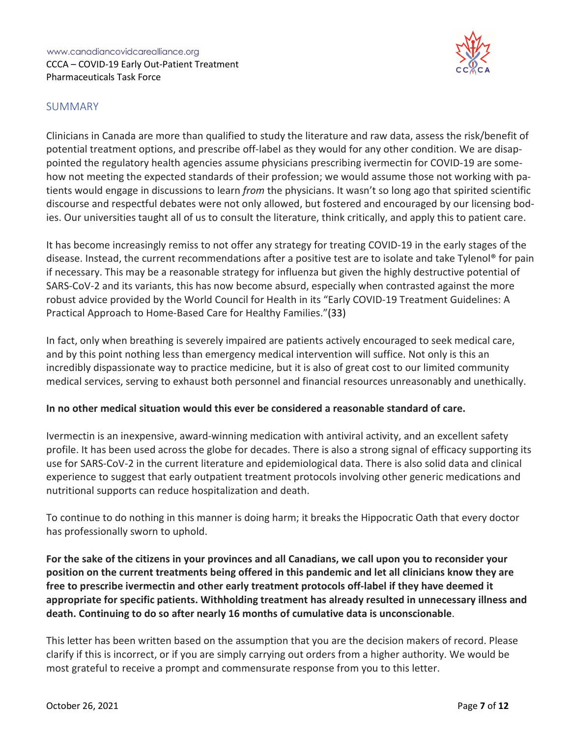## SUMMARY

Clinicians in Canada are more than qualified to study the literature and raw data, assess the risk/benefit of potential treatment options, and prescribe off-label as they would for any other condition. We are disappointed the regulatory health agencies assume physicians prescribing ivermectin for COVID-19 are somehow not meeting the expected standards of their profession; we would assume those not working with patients would engage in discussions to learn *from* the physicians. It wasn't so long ago that spirited scientific discourse and respectful debates were not only allowed, but fostered and encouraged by our licensing bodies. Our universities taught all of us to consult the literature, think critically, and apply this to patient care.

It has become increasingly remiss to not offer any strategy for treating COVID-19 in the early stages of the disease. Instead, the current recommendations after a positive test are to isolate and take Tylenol® for pain if necessary. This may be a reasonable strategy for influenza but given the highly destructive potential of SARS-CoV-2 and its variants, this has now become absurd, especially when contrasted against the more robust advice provided by the World Council for Health in its "Early COVID-19 Treatment Guidelines: A Practical Approach to Home-Based Care for Healthy Families."(33)

In fact, only when breathing is severely impaired are patients actively encouraged to seek medical care, and by this point nothing less than emergency medical intervention will suffice. Not only is this an incredibly dispassionate way to practice medicine, but it is also of great cost to our limited community medical services, serving to exhaust both personnel and financial resources unreasonably and unethically.

**In no other medical situation would this ever be considered a reasonable standard of care.**

Ivermectin is an inexpensive, award-winning medication with antiviral activity, and an excellent safety profile. It has been used across the globe for decades. There is also a strong signal of efficacy supporting its use for SARS-CoV-2 in the current literature and epidemiological data. There is also solid data and clinical experience to suggest that early outpatient treatment protocols involving other generic medications and nutritional supports can reduce hospitalization and death.

To continue to do nothing in this manner is doing harm; it breaks the Hippocratic Oath that every doctor has professionally sworn to uphold.

**For the sake of the citizens in your provinces and all Canadians, we call upon you to reconsider your position on the current treatments being offered in this pandemic and let all clinicians know they are free to prescribe ivermectin and other early treatment protocols off-label if they have deemed it appropriate for specific patients. Withholding treatment has already resulted in unnecessary illness and death. Continuing to do so after nearly 16 months of cumulative data is unconscionable**.

This letter has been written based on the assumption that you are the decision makers of record. Please clarify if this is incorrect, or if you are simply carrying out orders from a higher authority. We would be most grateful to receive a prompt and commensurate response from you to this letter.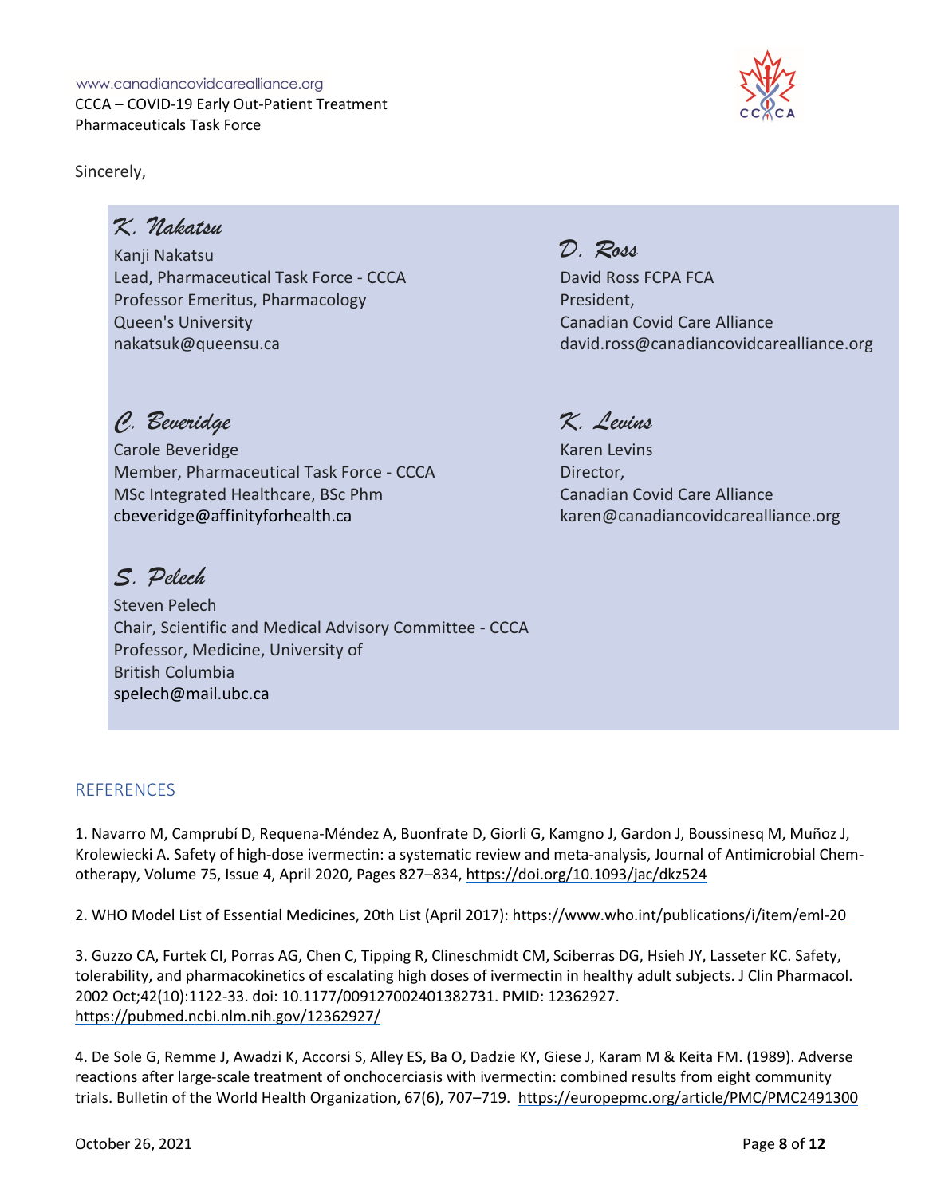Sincerely,

*K. Nakatsu*
Kanji Nakatsu
Lead, Pharmaceutical Task Force - CCCA
Professor Emeritus, Pharmacology
Queen's University
nakatsuk@queensu.ca

*D. Ross*
David Ross FCPA FCA
President,
Canadian Covid Care Alliance
david.ross@canadiancovidcarealliance.org

*C. Beveridge*
Carole Beveridge
Member, Pharmaceutical Task Force - CCCA
MSc Integrated Healthcare, BSc Phm
cbeveridge@affinityforhealth.ca

*K. Levins*
Karen Levins
Director,
Canadian Covid Care Alliance
karen@canadiancovidcarealliance.org

*S. Pelech*
Steven Pelech
Chair, Scientific and Medical Advisory Committee - CCCA
Professor, Medicine, University of British Columbia
spelech@mail.ubc.ca

## REFERENCES

1. Navarro M, Camprubí D, Requena-Méndez A, Buonfrate D, Giorli G, Kamgno J, Gardon J, Boussinesq M, Muñoz J, Krolewiecki A. Safety of high-dose ivermectin: a systematic review and meta-analysis, Journal of Antimicrobial Chemotherapy, Volume 75, Issue 4, April 2020, Pages 827–834, https://doi.org/10.1093/jac/dkz524

2. WHO Model List of Essential Medicines, 20th List (April 2017): https://www.who.int/publications/i/item/eml-20

3. Guzzo CA, Furtek CI, Porras AG, Chen C, Tipping R, Clineschmidt CM, Sciberras DG, Hsieh JY, Lasseter KC. Safety, tolerability, and pharmacokinetics of escalating high doses of ivermectin in healthy adult subjects. J Clin Pharmacol. 2002 Oct;42(10):1122-33. doi: 10.1177/009127002401382731. PMID: 12362927. https://pubmed.ncbi.nlm.nih.gov/12362927/

4. De Sole G, Remme J, Awadzi K, Accorsi S, Alley ES, Ba O, Dadzie KY, Giese J, Karam M & Keita FM. (1989). Adverse reactions after large-scale treatment of onchocerciasis with ivermectin: combined results from eight community trials. Bulletin of the World Health Organization, 67(6), 707–719. https://europepmc.org/article/PMC/PMC2491300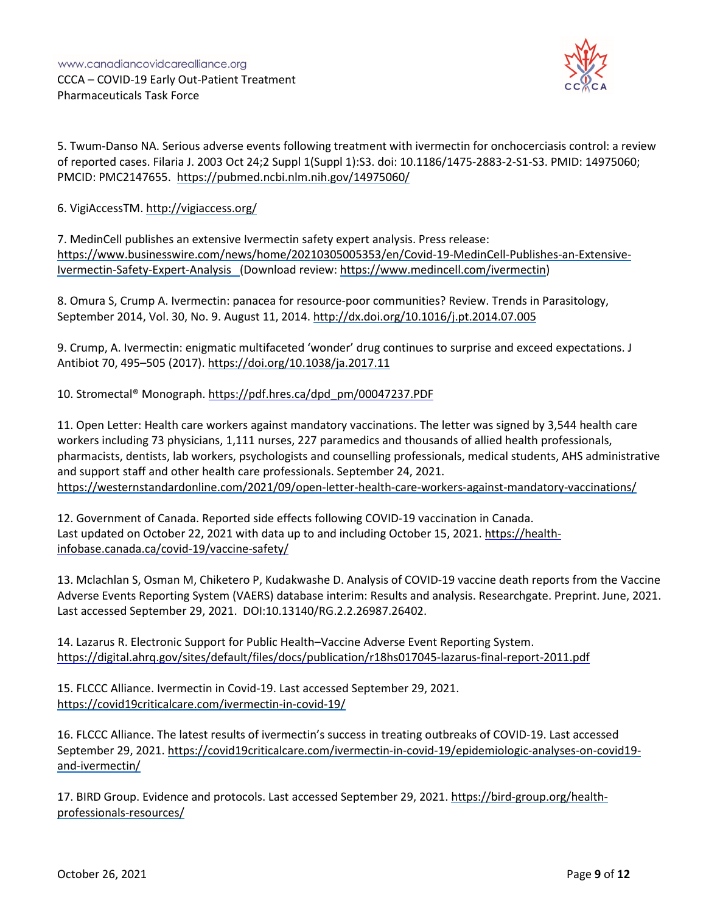5. Twum-Danso NA. Serious adverse events following treatment with ivermectin for onchocerciasis control: a review of reported cases. Filaria J. 2003 Oct 24;2 Suppl 1(Suppl 1):S3. doi: 10.1186/1475-2883-2-S1-S3. PMID: 14975060; PMCID: PMC2147655. https://pubmed.ncbi.nlm.nih.gov/14975060/

6. VigiAccessTM. http://vigiaccess.org/

7. MedinCell publishes an extensive Ivermectin safety expert analysis. Press release: https://www.businesswire.com/news/home/20210305005353/en/Covid-19-MedinCell-Publishes-an-Extensive-Ivermectin-Safety-Expert-Analysis (Download review: https://www.medincell.com/ivermectin)

8. Omura S, Crump A. Ivermectin: panacea for resource-poor communities? Review. Trends in Parasitology, September 2014, Vol. 30, No. 9. August 11, 2014. http://dx.doi.org/10.1016/j.pt.2014.07.005

9. Crump, A. Ivermectin: enigmatic multifaceted 'wonder' drug continues to surprise and exceed expectations. J Antibiot 70, 495–505 (2017). https://doi.org/10.1038/ja.2017.11

10. Stromectal® Monograph. https://pdf.hres.ca/dpd_pm/00047237.PDF

11. Open Letter: Health care workers against mandatory vaccinations. The letter was signed by 3,544 health care workers including 73 physicians, 1,111 nurses, 227 paramedics and thousands of allied health professionals, pharmacists, dentists, lab workers, psychologists and counselling professionals, medical students, AHS administrative and support staff and other health care professionals. September 24, 2021. https://westernstandardonline.com/2021/09/open-letter-health-care-workers-against-mandatory-vaccinations/

12. Government of Canada. Reported side effects following COVID-19 vaccination in Canada. Last updated on October 22, 2021 with data up to and including October 15, 2021. https://health-infobase.canada.ca/covid-19/vaccine-safety/

13. Mclachlan S, Osman M, Chiketero P, Kudakwashe D. Analysis of COVID-19 vaccine death reports from the Vaccine Adverse Events Reporting System (VAERS) database interim: Results and analysis. Researchgate. Preprint. June, 2021. Last accessed September 29, 2021. DOI:10.13140/RG.2.2.26987.26402.

14. Lazarus R. Electronic Support for Public Health–Vaccine Adverse Event Reporting System. https://digital.ahrq.gov/sites/default/files/docs/publication/r18hs017045-lazarus-final-report-2011.pdf

15. FLCCC Alliance. Ivermectin in Covid-19. Last accessed September 29, 2021. https://covid19criticalcare.com/ivermectin-in-covid-19/

16. FLCCC Alliance. The latest results of ivermectin's success in treating outbreaks of COVID-19. Last accessed September 29, 2021. https://covid19criticalcare.com/ivermectin-in-covid-19/epidemiologic-analyses-on-covid19-and-ivermectin/

17. BIRD Group. Evidence and protocols. Last accessed September 29, 2021. https://bird-group.org/health-professionals-resources/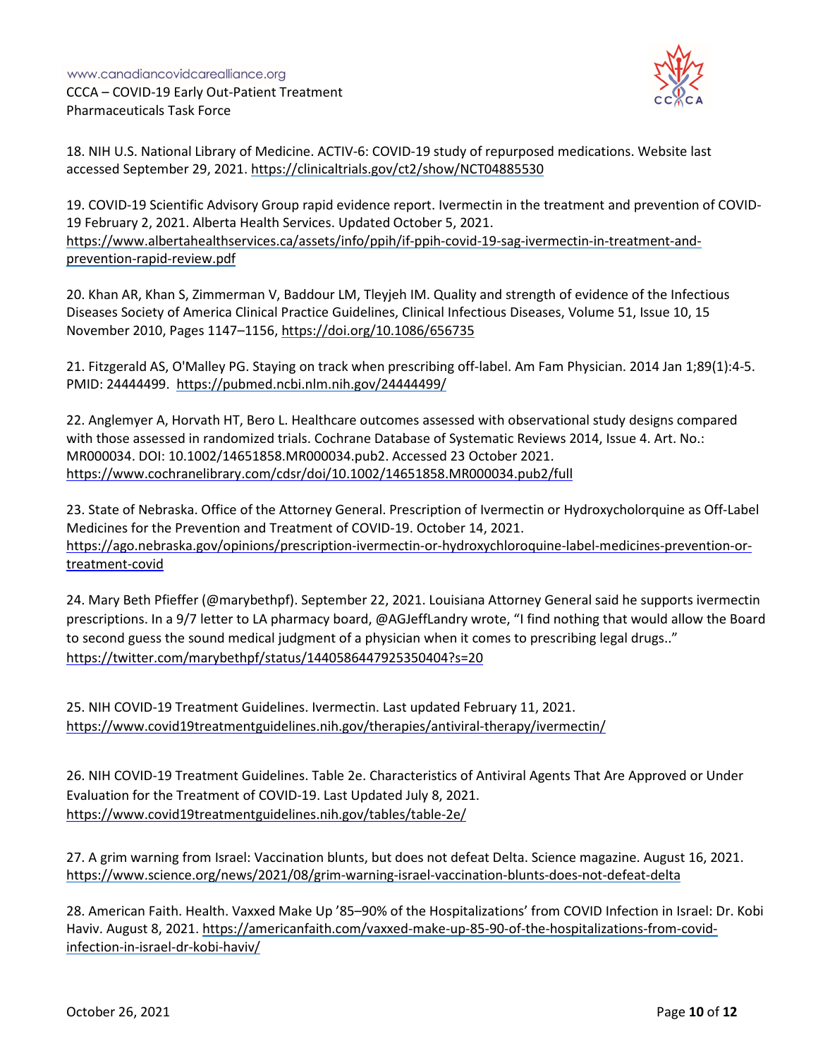18. NIH U.S. National Library of Medicine. ACTIV-6: COVID-19 study of repurposed medications. Website last accessed September 29, 2021. https://clinicaltrials.gov/ct2/show/NCT04885530

19. COVID-19 Scientific Advisory Group rapid evidence report. Ivermectin in the treatment and prevention of COVID-19 February 2, 2021. Alberta Health Services. Updated October 5, 2021. https://www.albertahealthservices.ca/assets/info/ppih/if-ppih-covid-19-sag-ivermectin-in-treatment-and-prevention-rapid-review.pdf

20. Khan AR, Khan S, Zimmerman V, Baddour LM, Tleyjeh IM. Quality and strength of evidence of the Infectious Diseases Society of America Clinical Practice Guidelines, Clinical Infectious Diseases, Volume 51, Issue 10, 15 November 2010, Pages 1147–1156, https://doi.org/10.1086/656735

21. Fitzgerald AS, O'Malley PG. Staying on track when prescribing off-label. Am Fam Physician. 2014 Jan 1;89(1):4-5. PMID: 24444499. https://pubmed.ncbi.nlm.nih.gov/24444499/

22. Anglemyer A, Horvath HT, Bero L. Healthcare outcomes assessed with observational study designs compared with those assessed in randomized trials. Cochrane Database of Systematic Reviews 2014, Issue 4. Art. No.: MR000034. DOI: 10.1002/14651858.MR000034.pub2. Accessed 23 October 2021. https://www.cochranelibrary.com/cdsr/doi/10.1002/14651858.MR000034.pub2/full

23. State of Nebraska. Office of the Attorney General. Prescription of Ivermectin or Hydroxycholorquine as Off-Label Medicines for the Prevention and Treatment of COVID-19. October 14, 2021. https://ago.nebraska.gov/opinions/prescription-ivermectin-or-hydroxychloroquine-label-medicines-prevention-or-treatment-covid

24. Mary Beth Pfieffer (@marybethpf). September 22, 2021. Louisiana Attorney General said he supports ivermectin prescriptions. In a 9/7 letter to LA pharmacy board, @AGJeffLandry wrote, "I find nothing that would allow the Board to second guess the sound medical judgment of a physician when it comes to prescribing legal drugs.." https://twitter.com/marybethpf/status/1440586447925350404?s=20

25. NIH COVID-19 Treatment Guidelines. Ivermectin. Last updated February 11, 2021. https://www.covid19treatmentguidelines.nih.gov/therapies/antiviral-therapy/ivermectin/

26. NIH COVID-19 Treatment Guidelines. Table 2e. Characteristics of Antiviral Agents That Are Approved or Under Evaluation for the Treatment of COVID-19. Last Updated July 8, 2021. https://www.covid19treatmentguidelines.nih.gov/tables/table-2e/

27. A grim warning from Israel: Vaccination blunts, but does not defeat Delta. Science magazine. August 16, 2021. https://www.science.org/news/2021/08/grim-warning-israel-vaccination-blunts-does-not-defeat-delta

28. American Faith. Health. Vaxxed Make Up '85–90% of the Hospitalizations' from COVID Infection in Israel: Dr. Kobi Haviv. August 8, 2021. https://americanfaith.com/vaxxed-make-up-85-90-of-the-hospitalizations-from-covid-infection-in-israel-dr-kobi-haviv/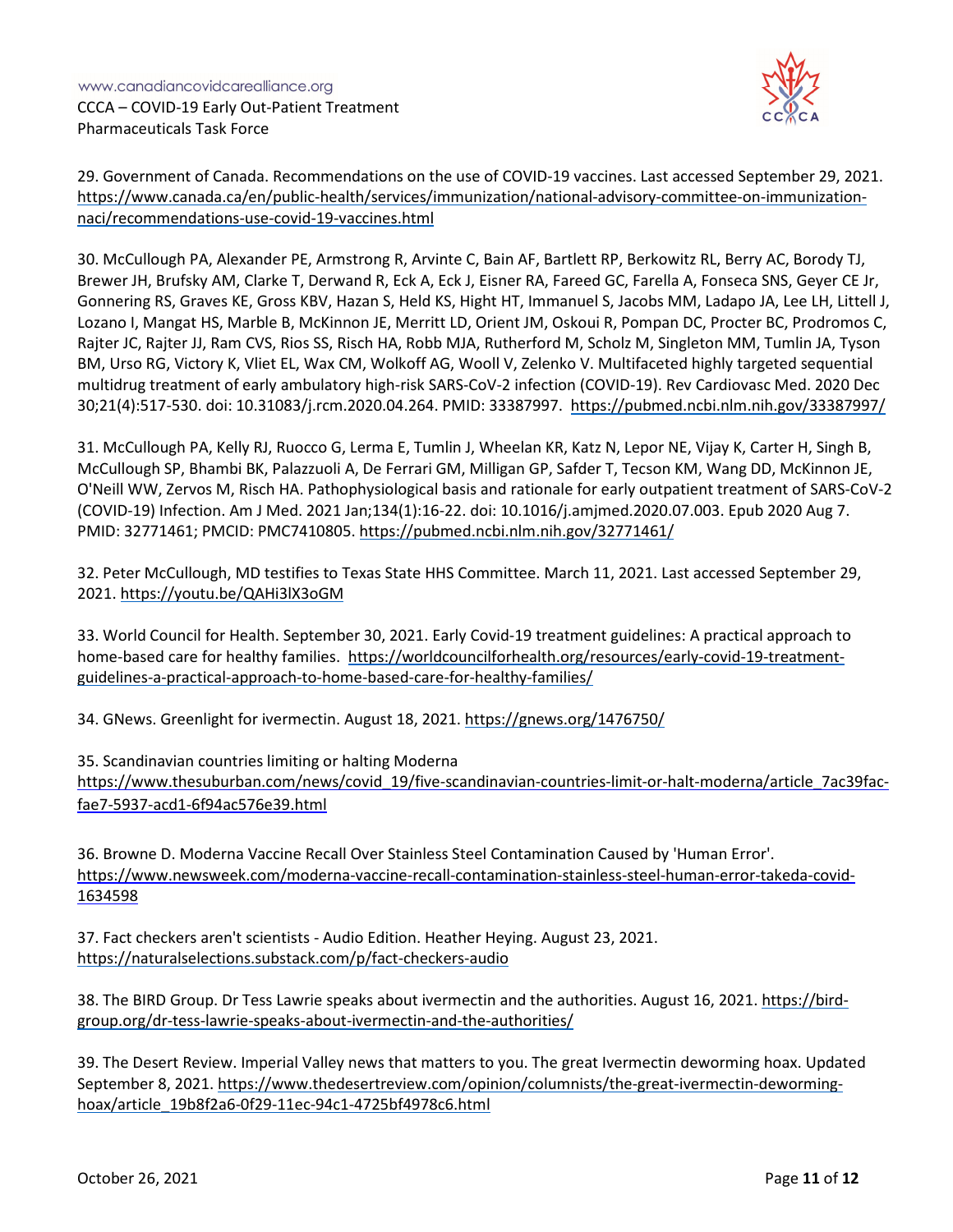29. Government of Canada. Recommendations on the use of COVID-19 vaccines. Last accessed September 29, 2021. https://www.canada.ca/en/public-health/services/immunization/national-advisory-committee-on-immunization-naci/recommendations-use-covid-19-vaccines.html

30. McCullough PA, Alexander PE, Armstrong R, Arvinte C, Bain AF, Bartlett RP, Berkowitz RL, Berry AC, Borody TJ, Brewer JH, Brufsky AM, Clarke T, Derwand R, Eck A, Eck J, Eisner RA, Fareed GC, Farella A, Fonseca SNS, Geyer CE Jr, Gonnering RS, Graves KE, Gross KBV, Hazan S, Held KS, Hight HT, Immanuel S, Jacobs MM, Ladapo JA, Lee LH, Littell J, Lozano I, Mangat HS, Marble B, McKinnon JE, Merritt LD, Orient JM, Oskoui R, Pompan DC, Procter BC, Prodromos C, Rajter JC, Rajter JJ, Ram CVS, Rios SS, Risch HA, Robb MJA, Rutherford M, Scholz M, Singleton MM, Tumlin JA, Tyson BM, Urso RG, Victory K, Vliet EL, Wax CM, Wolkoff AG, Wooll V, Zelenko V. Multifaceted highly targeted sequential multidrug treatment of early ambulatory high-risk SARS-CoV-2 infection (COVID-19). Rev Cardiovasc Med. 2020 Dec 30;21(4):517-530. doi: 10.31083/j.rcm.2020.04.264. PMID: 33387997. https://pubmed.ncbi.nlm.nih.gov/33387997/

31. McCullough PA, Kelly RJ, Ruocco G, Lerma E, Tumlin J, Wheelan KR, Katz N, Lepor NE, Vijay K, Carter H, Singh B, McCullough SP, Bhambi BK, Palazzuoli A, De Ferrari GM, Milligan GP, Safder T, Tecson KM, Wang DD, McKinnon JE, O'Neill WW, Zervos M, Risch HA. Pathophysiological basis and rationale for early outpatient treatment of SARS-CoV-2 (COVID-19) Infection. Am J Med. 2021 Jan;134(1):16-22. doi: 10.1016/j.amjmed.2020.07.003. Epub 2020 Aug 7. PMID: 32771461; PMCID: PMC7410805. https://pubmed.ncbi.nlm.nih.gov/32771461/

32. Peter McCullough, MD testifies to Texas State HHS Committee. March 11, 2021. Last accessed September 29, 2021. https://youtu.be/QAHi3lX3oGM

33. World Council for Health. September 30, 2021. Early Covid-19 treatment guidelines: A practical approach to home-based care for healthy families. https://worldcouncilforhealth.org/resources/early-covid-19-treatment-guidelines-a-practical-approach-to-home-based-care-for-healthy-families/

34. GNews. Greenlight for ivermectin. August 18, 2021. https://gnews.org/1476750/

35. Scandinavian countries limiting or halting Moderna https://www.thesuburban.com/news/covid_19/five-scandinavian-countries-limit-or-halt-moderna/article_7ac39fac-fae7-5937-acd1-6f94ac576e39.html

36. Browne D. Moderna Vaccine Recall Over Stainless Steel Contamination Caused by 'Human Error'. https://www.newsweek.com/moderna-vaccine-recall-contamination-stainless-steel-human-error-takeda-covid-1634598

37. Fact checkers aren't scientists - Audio Edition. Heather Heying. August 23, 2021. https://naturalselections.substack.com/p/fact-checkers-audio

38. The BIRD Group. Dr Tess Lawrie speaks about ivermectin and the authorities. August 16, 2021. https://bird-group.org/dr-tess-lawrie-speaks-about-ivermectin-and-the-authorities/

39. The Desert Review. Imperial Valley news that matters to you. The great Ivermectin deworming hoax. Updated September 8, 2021. https://www.thedesertreview.com/opinion/columnists/the-great-ivermectin-deworming-hoax/article_19b8f2a6-0f29-11ec-94c1-4725bf4978c6.html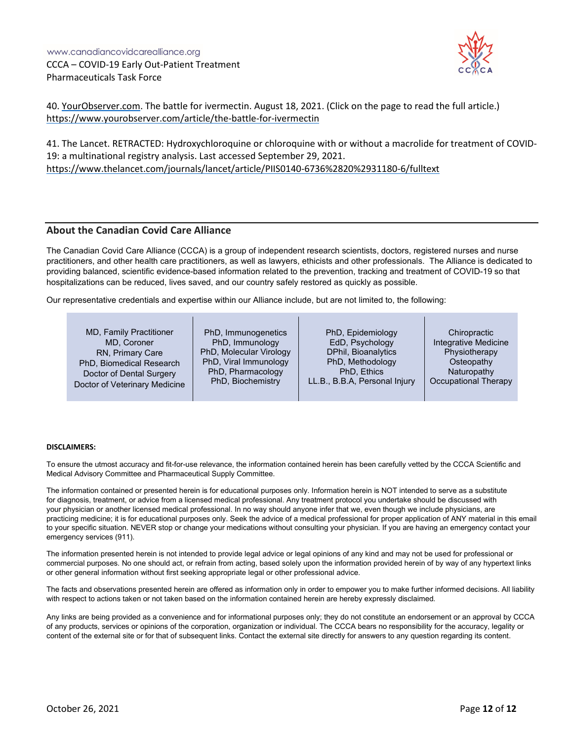40. YourObserver.com. The battle for ivermectin. August 18, 2021. (Click on the page to read the full article.) https://www.yourobserver.com/article/the-battle-for-ivermectin

41. The Lancet. RETRACTED: Hydroxychloroquine or chloroquine with or without a macrolide for treatment of COVID-19: a multinational registry analysis. Last accessed September 29, 2021. https://www.thelancet.com/journals/lancet/article/PIIS0140-6736%2820%2931180-6/fulltext

## About the Canadian Covid Care Alliance

The Canadian Covid Care Alliance (CCCA) is a group of independent research scientists, doctors, registered nurses and nurse practitioners, and other health care practitioners, as well as lawyers, ethicists and other professionals. The Alliance is dedicated to providing balanced, scientific evidence-based information related to the prevention, tracking and treatment of COVID-19 so that hospitalizations can be reduced, lives saved, and our country safely restored as quickly as possible.

Our representative credentials and expertise within our Alliance include, but are not limited to, the following:

| | | | |
|---|---|---|---|
| MD, Family Practitioner<br>MD, Coroner<br>RN, Primary Care<br>PhD, Biomedical Research<br>Doctor of Dental Surgery<br>Doctor of Veterinary Medicine | PhD, Immunogenetics<br>PhD, Immunology<br>PhD, Molecular Virology<br>PhD, Viral Immunology<br>PhD, Pharmacology<br>PhD, Biochemistry | PhD, Epidemiology<br>EdD, Psychology<br>DPhil, Bioanalytics<br>PhD, Methodology<br>PhD, Ethics<br>LL.B., B.B.A, Personal Injury | Chiropractic<br>Integrative Medicine<br>Physiotherapy<br>Osteopathy<br>Naturopathy<br>Occupational Therapy |

**DISCLAIMERS:**

To ensure the utmost accuracy and fit-for-use relevance, the information contained herein has been carefully vetted by the CCCA Scientific and Medical Advisory Committee and Pharmaceutical Supply Committee.

The information contained or presented herein is for educational purposes only. Information herein is NOT intended to serve as a substitute for diagnosis, treatment, or advice from a licensed medical professional. Any treatment protocol you undertake should be discussed with your physician or another licensed medical professional. In no way should anyone infer that we, even though we include physicians, are practicing medicine; it is for educational purposes only. Seek the advice of a medical professional for proper application of ANY material in this email to your specific situation. NEVER stop or change your medications without consulting your physician. If you are having an emergency contact your emergency services (911).

The information presented herein is not intended to provide legal advice or legal opinions of any kind and may not be used for professional or commercial purposes. No one should act, or refrain from acting, based solely upon the information provided herein of by way of any hypertext links or other general information without first seeking appropriate legal or other professional advice.

The facts and observations presented herein are offered as information only in order to empower you to make further informed decisions. All liability with respect to actions taken or not taken based on the information contained herein are hereby expressly disclaimed.

Any links are being provided as a convenience and for informational purposes only; they do not constitute an endorsement or an approval by CCCA of any products, services or opinions of the corporation, organization or individual. The CCCA bears no responsibility for the accuracy, legality or content of the external site or for that of subsequent links. Contact the external site directly for answers to any question regarding its content.